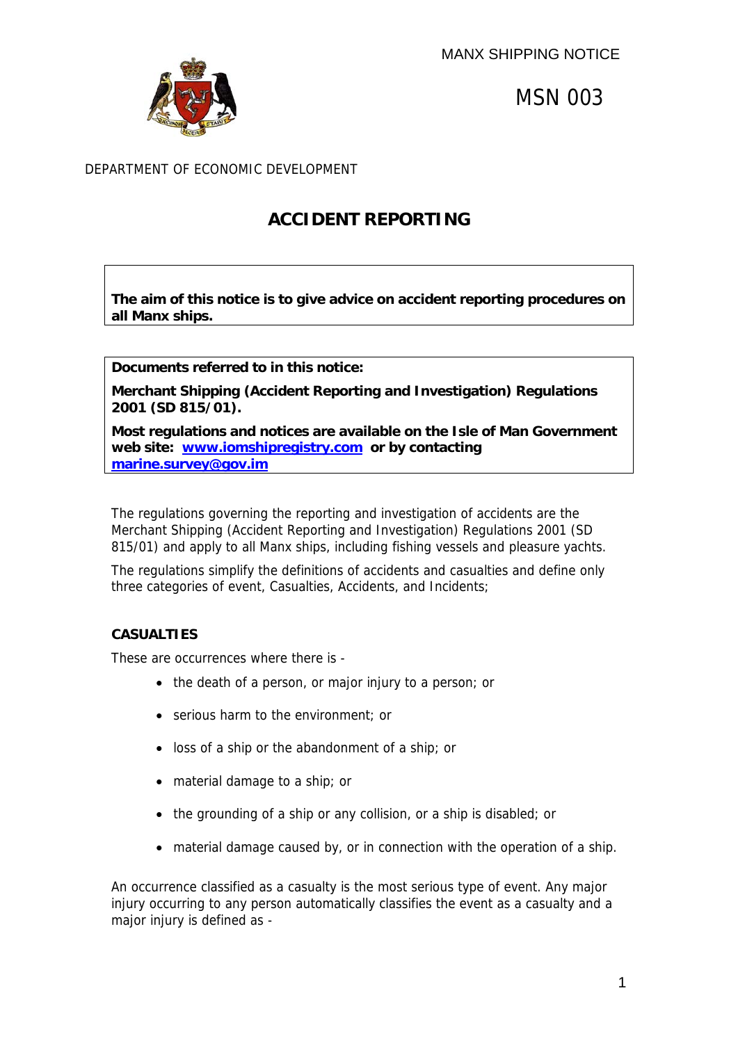MANX SHIPPING NOTICE

# MSN 003

DEPARTMENT OF ECONOMIC DEVELOPMENT

## ACCIDENT REPORTING

**The aim of this notice is to give advice on accident reporting procedures on all Manx ships.**

**Documents referred to in this notice:**

**Merchant Shipping (Accident Reporting and Investigation) Regulations 2001 (SD 815/01).**

**Most regulations and notices are available on the Isle of Man Government web site: [www.iomshipregistry.com](http://www.iomshipregistry.com) or by contacting [marine.survey@gov.im](mailto:marine.survey@gov.im)**

The regulations governing the reporting and investigation of accidents are the Merchant Shipping (Accident Reporting and Investigation) Regulations 2001 (SD 815/01) and apply to all Manx ships, including fishing vessels and pleasure yachts.

The regulations simplify the definitions of accidents and casualties and define only three categories of event, Casualties, Accidents, and Incidents;

### CASUALTIES

These are occurrences where there is -

- the death of a person, or major injury to a person; or
- serious harm to the environment; or
- loss of a ship or the abandonment of a ship; or
- material damage to a ship; or
- the grounding of a ship or any collision, or a ship is disabled; or
- material damage caused by, or in connection with the operation of a ship.

An occurrence classified as a casualty is the most serious type of event. Any major injury occurring to any person automatically classifies the event as a casualty and a major injury is defined as -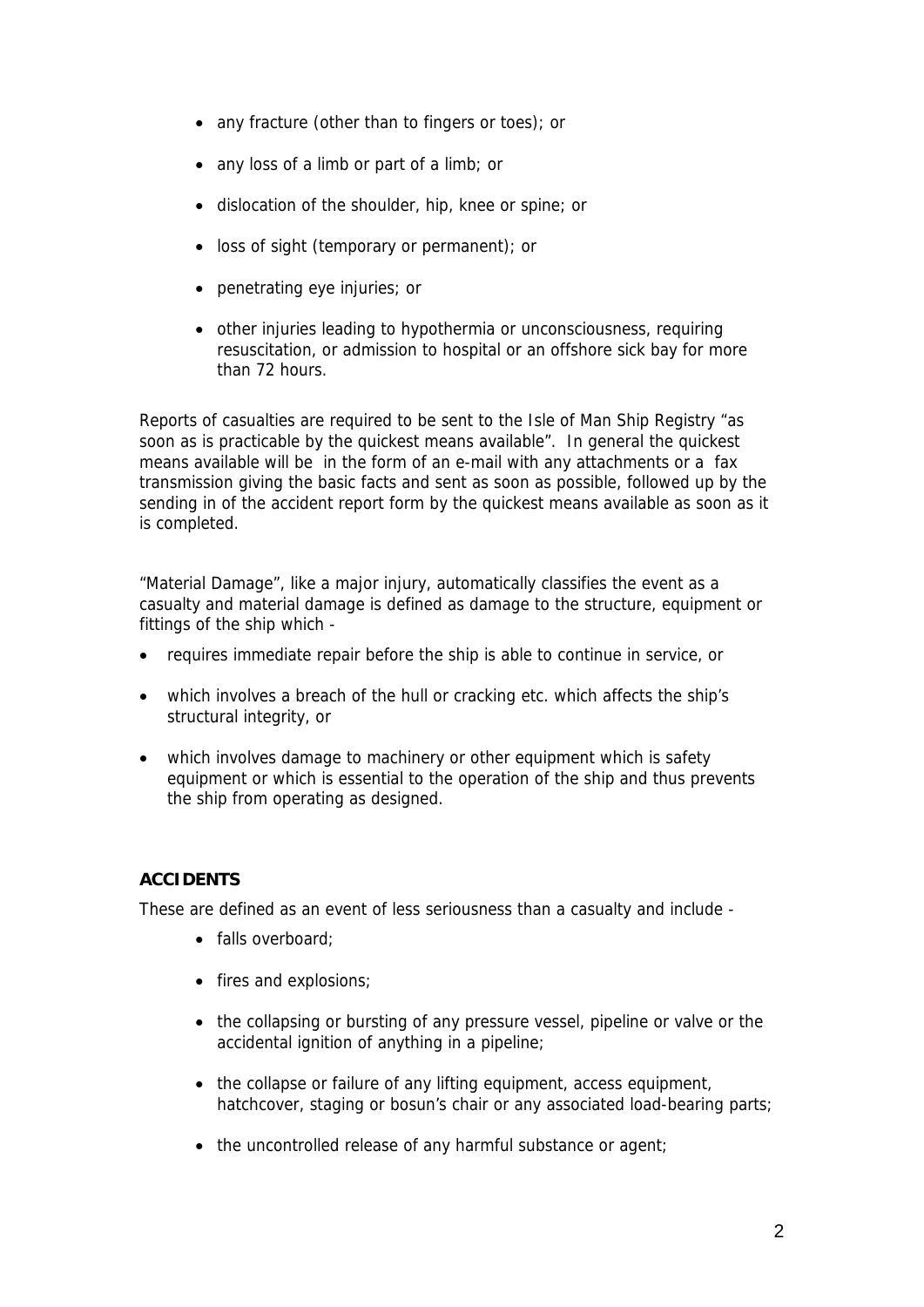- any fracture (other than to fingers or toes); or
- any loss of a limb or part of a limb; or
- dislocation of the shoulder, hip, knee or spine; or
- loss of sight (temporary or permanent); or
- penetrating eye injuries; or
- other injuries leading to hypothermia or unconsciousness, requiring resuscitation, or admission to hospital or an offshore sick bay for more than 72 hours.

Reports of casualties are required to be sent to the Isle of Man Ship Registry "as soon as is practicable by the quickest means available". In general the quickest means available will be in the form of an e-mail with any attachments or a fax transmission giving the basic facts and sent as soon as possible, followed up by the sending in of the accident report form by the quickest means available as soon as it is completed.

"Material Damage", like a major injury, automatically classifies the event as a casualty and material damage is defined as damage to the structure, equipment or fittings of the ship which -

- requires immediate repair before the ship is able to continue in service, or
- which involves a breach of the hull or cracking etc. which affects the ship's structural integrity, or
- which involves damage to machinery or other equipment which is safety equipment or which is essential to the operation of the ship and thus prevents the ship from operating as designed.

**ACCIDENTS**

These are defined as an event of less seriousness than a casualty and include -

- falls overboard;
- fires and explosions;
- the collapsing or bursting of any pressure vessel, pipeline or valve or the accidental ignition of anything in a pipeline;
- the collapse or failure of any lifting equipment, access equipment, hatchcover, staging or bosun's chair or any associated load-bearing parts;
- the uncontrolled release of any harmful substance or agent;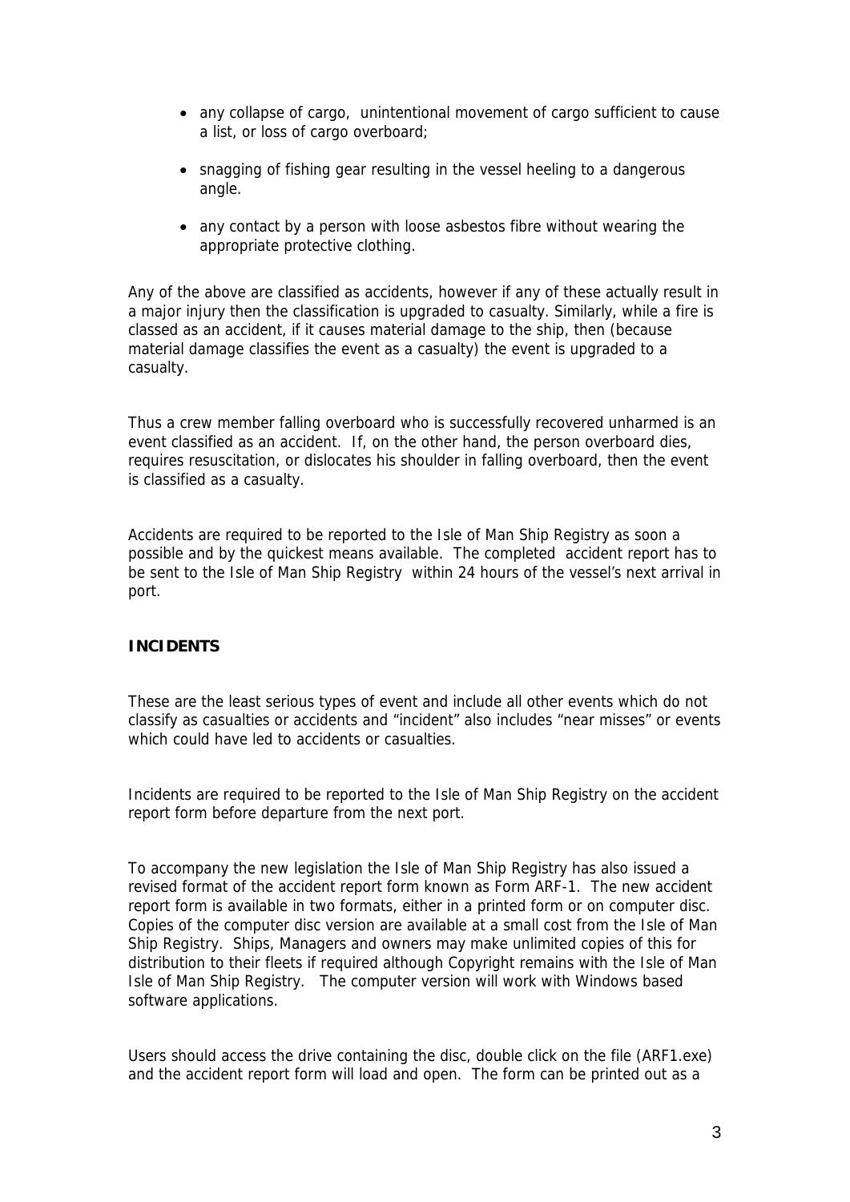- any collapse of cargo, unintentional movement of cargo sufficient to cause a list, or loss of cargo overboard;
- snagging of fishing gear resulting in the vessel heeling to a dangerous angle.
- any contact by a person with loose asbestos fibre without wearing the appropriate protective clothing.

Any of the above are classified as accidents, however if any of these actually result in a major injury then the classification is upgraded to casualty. Similarly, while a fire is classed as an accident, if it causes material damage to the ship, then (because material damage classifies the event as a casualty) the event is upgraded to a casualty.

Thus a crew member falling overboard who is successfully recovered unharmed is an event classified as an accident. If, on the other hand, the person overboard dies, requires resuscitation, or dislocates his shoulder in falling overboard, then the event is classified as a casualty.

Accidents are required to be reported to the Isle of Man Ship Registry as soon a possible and by the quickest means available. The completed accident report has to be sent to the Isle of Man Ship Registry within 24 hours of the vessel's next arrival in port.

**INCIDENTS**

These are the least serious types of event and include all other events which do not classify as casualties or accidents and "incident" also includes "near misses" or events which could have led to accidents or casualties.

Incidents are required to be reported to the Isle of Man Ship Registry on the accident report form before departure from the next port.

To accompany the new legislation the Isle of Man Ship Registry has also issued a revised format of the accident report form known as Form ARF-1. The new accident report form is available in two formats, either in a printed form or on computer disc. Copies of the computer disc version are available at a small cost from the Isle of Man Ship Registry. Ships, Managers and owners may make unlimited copies of this for distribution to their fleets if required although Copyright remains with the Isle of Man Isle of Man Ship Registry. The computer version will work with Windows based software applications.

Users should access the drive containing the disc, double click on the file (ARF1.exe) and the accident report form will load and open. The form can be printed out as a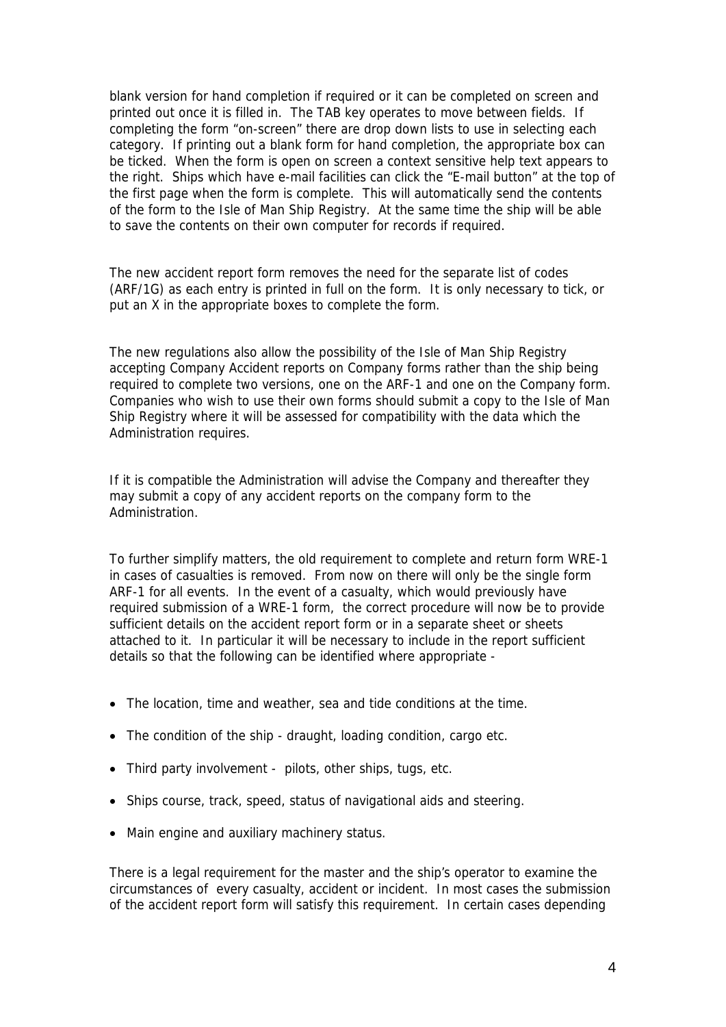blank version for hand completion if required or it can be completed on screen and printed out once it is filled in. The TAB key operates to move between fields. If completing the form "on-screen" there are drop down lists to use in selecting each category. If printing out a blank form for hand completion, the appropriate box can be ticked. When the form is open on screen a context sensitive help text appears to the right. Ships which have e-mail facilities can click the "E-mail button" at the top of the first page when the form is complete. This will automatically send the contents of the form to the Isle of Man Ship Registry. At the same time the ship will be able to save the contents on their own computer for records if required.

The new accident report form removes the need for the separate list of codes (ARF/1G) as each entry is printed in full on the form. It is only necessary to tick, or put an X in the appropriate boxes to complete the form.

The new regulations also allow the possibility of the Isle of Man Ship Registry accepting Company Accident reports on Company forms rather than the ship being required to complete two versions, one on the ARF-1 and one on the Company form. Companies who wish to use their own forms should submit a copy to the Isle of Man Ship Registry where it will be assessed for compatibility with the data which the Administration requires.

If it is compatible the Administration will advise the Company and thereafter they may submit a copy of any accident reports on the company form to the Administration.

To further simplify matters, the old requirement to complete and return form WRE-1 in cases of casualties is removed. From now on there will only be the single form ARF-1 for all events. In the event of a casualty, which would previously have required submission of a WRE-1 form, the correct procedure will now be to provide sufficient details on the accident report form or in a separate sheet or sheets attached to it. In particular it will be necessary to include in the report sufficient details so that the following can be identified where appropriate -

- The location, time and weather, sea and tide conditions at the time.
- The condition of the ship - draught, loading condition, cargo etc.
- Third party involvement - pilots, other ships, tugs, etc.
- Ships course, track, speed, status of navigational aids and steering.
- Main engine and auxiliary machinery status.

There is a legal requirement for the master and the ship's operator to examine the circumstances of every casualty, accident or incident. In most cases the submission of the accident report form will satisfy this requirement. In certain cases depending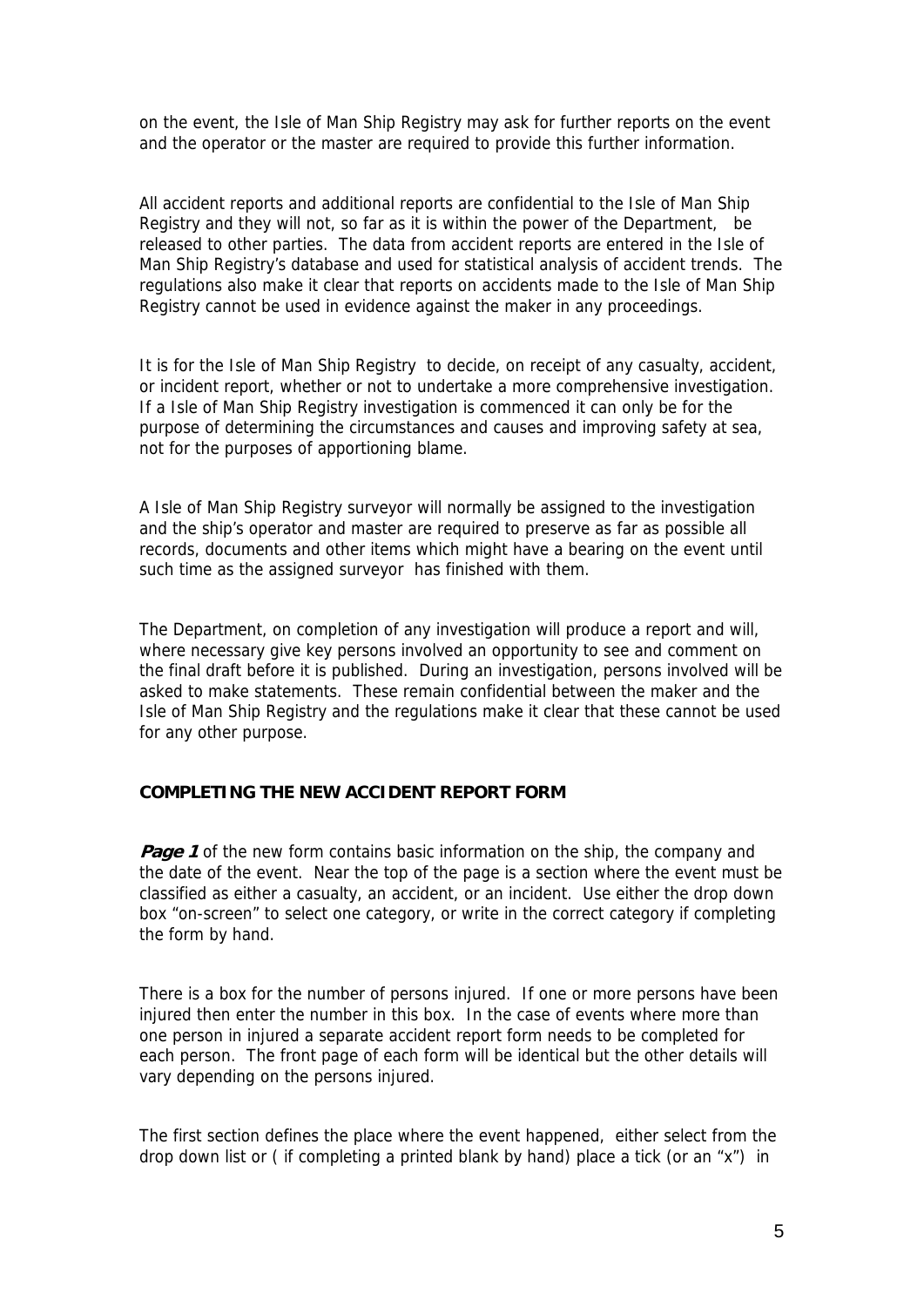on the event, the Isle of Man Ship Registry may ask for further reports on the event and the operator or the master are required to provide this further information.

All accident reports and additional reports are confidential to the Isle of Man Ship Registry and they will not, so far as it is within the power of the Department, be released to other parties. The data from accident reports are entered in the Isle of Man Ship Registry's database and used for statistical analysis of accident trends. The regulations also make it clear that reports on accidents made to the Isle of Man Ship Registry cannot be used in evidence against the maker in any proceedings.

It is for the Isle of Man Ship Registry to decide, on receipt of any casualty, accident, or incident report, whether or not to undertake a more comprehensive investigation. If a Isle of Man Ship Registry investigation is commenced it can only be for the purpose of determining the circumstances and causes and improving safety at sea, not for the purposes of apportioning blame.

A Isle of Man Ship Registry surveyor will normally be assigned to the investigation and the ship's operator and master are required to preserve as far as possible all records, documents and other items which might have a bearing on the event until such time as the assigned surveyor has finished with them.

The Department, on completion of any investigation will produce a report and will, where necessary give key persons involved an opportunity to see and comment on the final draft before it is published. During an investigation, persons involved will be asked to make statements. These remain confidential between the maker and the Isle of Man Ship Registry and the regulations make it clear that these cannot be used for any other purpose.

**COMPLETING THE NEW ACCIDENT REPORT FORM**

***Page 1*** of the new form contains basic information on the ship, the company and the date of the event. Near the top of the page is a section where the event must be classified as either a casualty, an accident, or an incident. Use either the drop down box "on-screen" to select one category, or write in the correct category if completing the form by hand.

There is a box for the number of persons injured. If one or more persons have been injured then enter the number in this box. In the case of events where more than one person in injured a separate accident report form needs to be completed for each person. The front page of each form will be identical but the other details will vary depending on the persons injured.

The first section defines the place where the event happened, either select from the drop down list or ( if completing a printed blank by hand) place a tick (or an "x") in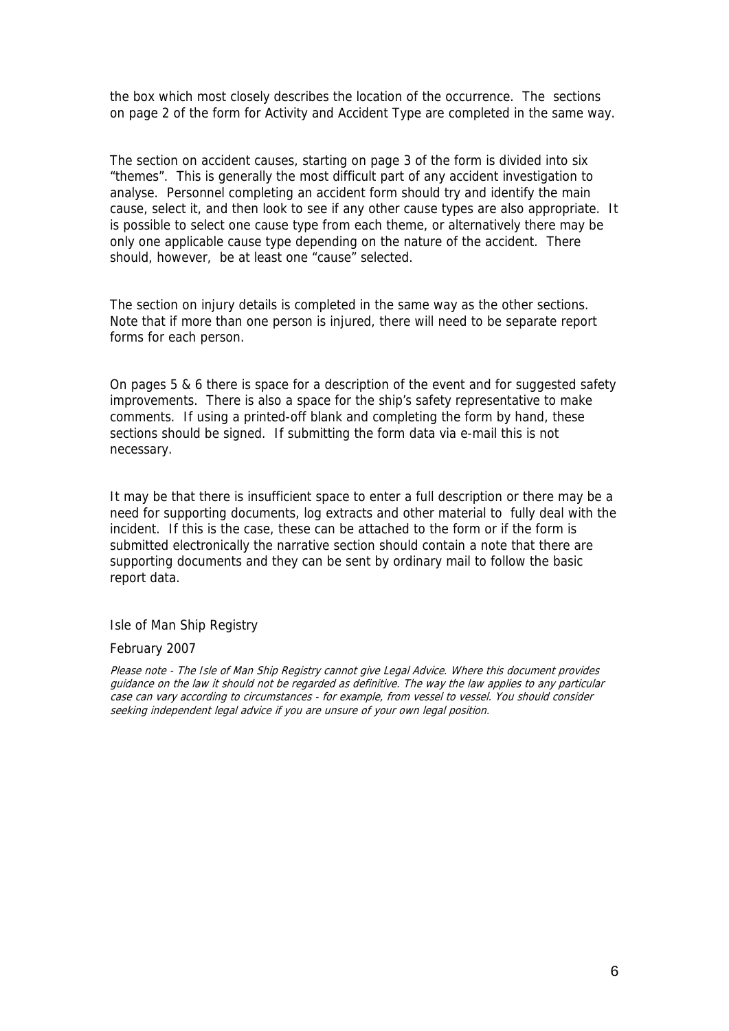the box which most closely describes the location of the occurrence. The sections on page 2 of the form for Activity and Accident Type are completed in the same way.

The section on accident causes, starting on page 3 of the form is divided into six "themes". This is generally the most difficult part of any accident investigation to analyse. Personnel completing an accident form should try and identify the main cause, select it, and then look to see if any other cause types are also appropriate. It is possible to select one cause type from each theme, or alternatively there may be only one applicable cause type depending on the nature of the accident. There should, however, be at least one "cause" selected.

The section on injury details is completed in the same way as the other sections. Note that if more than one person is injured, there will need to be separate report forms for each person.

On pages 5 & 6 there is space for a description of the event and for suggested safety improvements. There is also a space for the ship's safety representative to make comments. If using a printed-off blank and completing the form by hand, these sections should be signed. If submitting the form data via e-mail this is not necessary.

It may be that there is insufficient space to enter a full description or there may be a need for supporting documents, log extracts and other material to fully deal with the incident. If this is the case, these can be attached to the form or if the form is submitted electronically the narrative section should contain a note that there are supporting documents and they can be sent by ordinary mail to follow the basic report data.

Isle of Man Ship Registry

February 2007

*Please note - The Isle of Man Ship Registry cannot give Legal Advice. Where this document provides guidance on the law it should not be regarded as definitive. The way the law applies to any particular case can vary according to circumstances - for example, from vessel to vessel. You should consider seeking independent legal advice if you are unsure of your own legal position.*